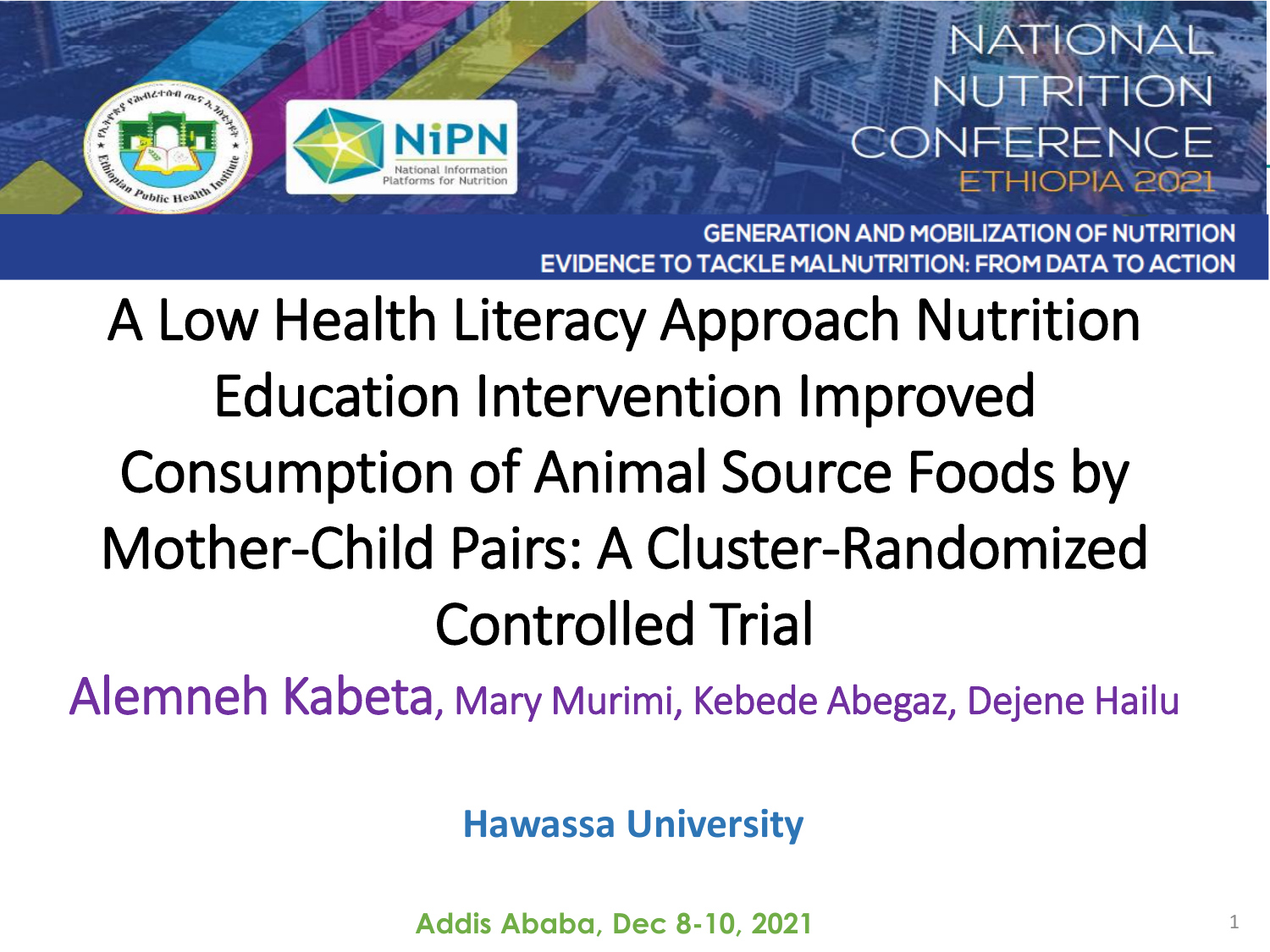NATIONAL NUTRITION CONFERENCE ETHIOPIA 2021

GENERATION AND MOBILIZATION OF NUTRITION EVIDENCE TO TACKLE MALNUTRITION: FROM DATA TO ACTION

# A Low Health Literacy Approach Nutrition Education Intervention Improved Consumption of Animal Source Foods by Mother-Child Pairs: A Cluster-Randomized Controlled Trial

Alemneh Kabeta, Mary Murimi, Kebede Abegaz, Dejene Hailu

**Hawassa University**

**Addis Ababa, Dec 8-10, 2021**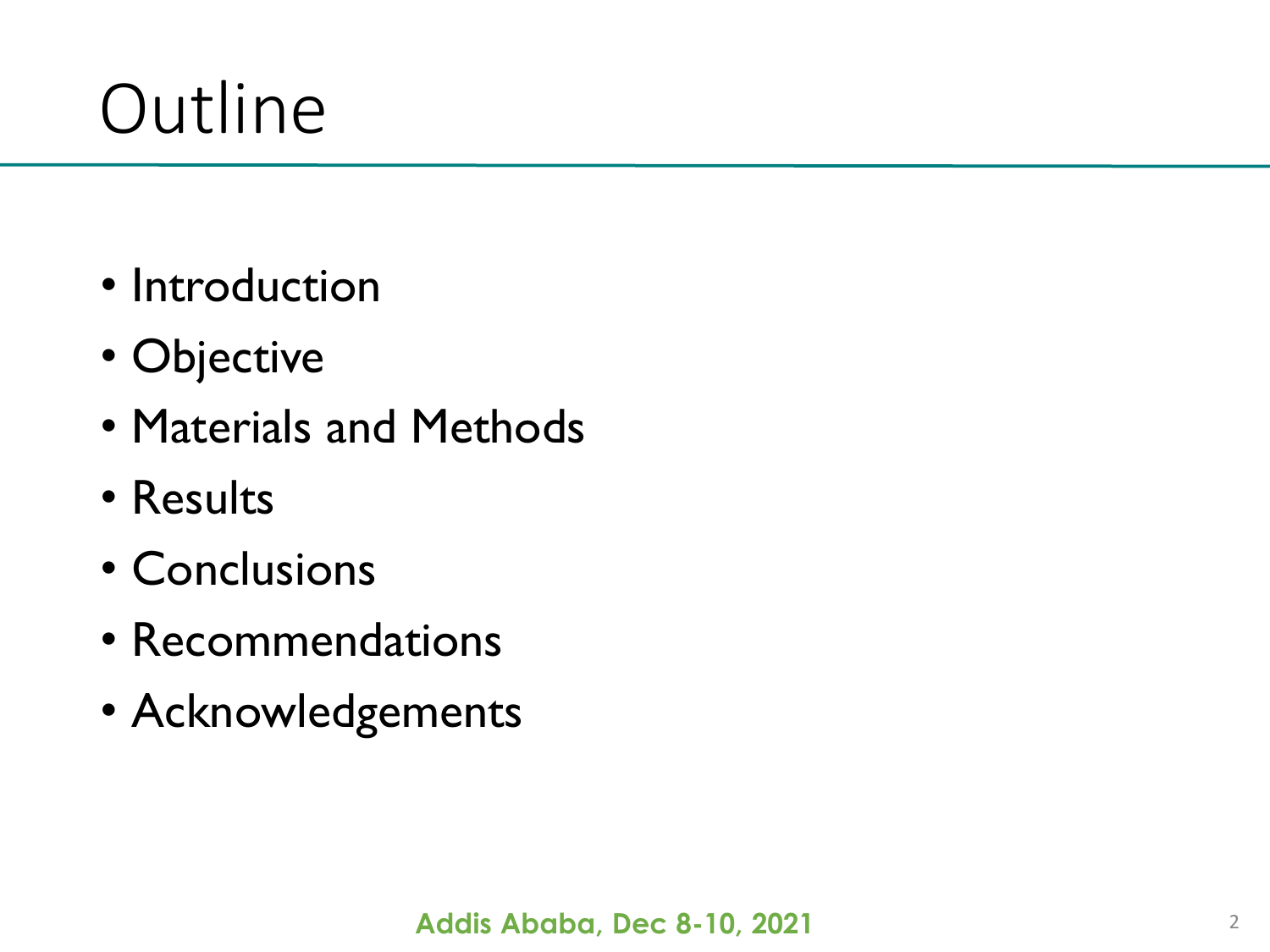# Outline

- Introduction
- Objective
- Materials and Methods
- Results
- Conclusions
- Recommendations
- Acknowledgements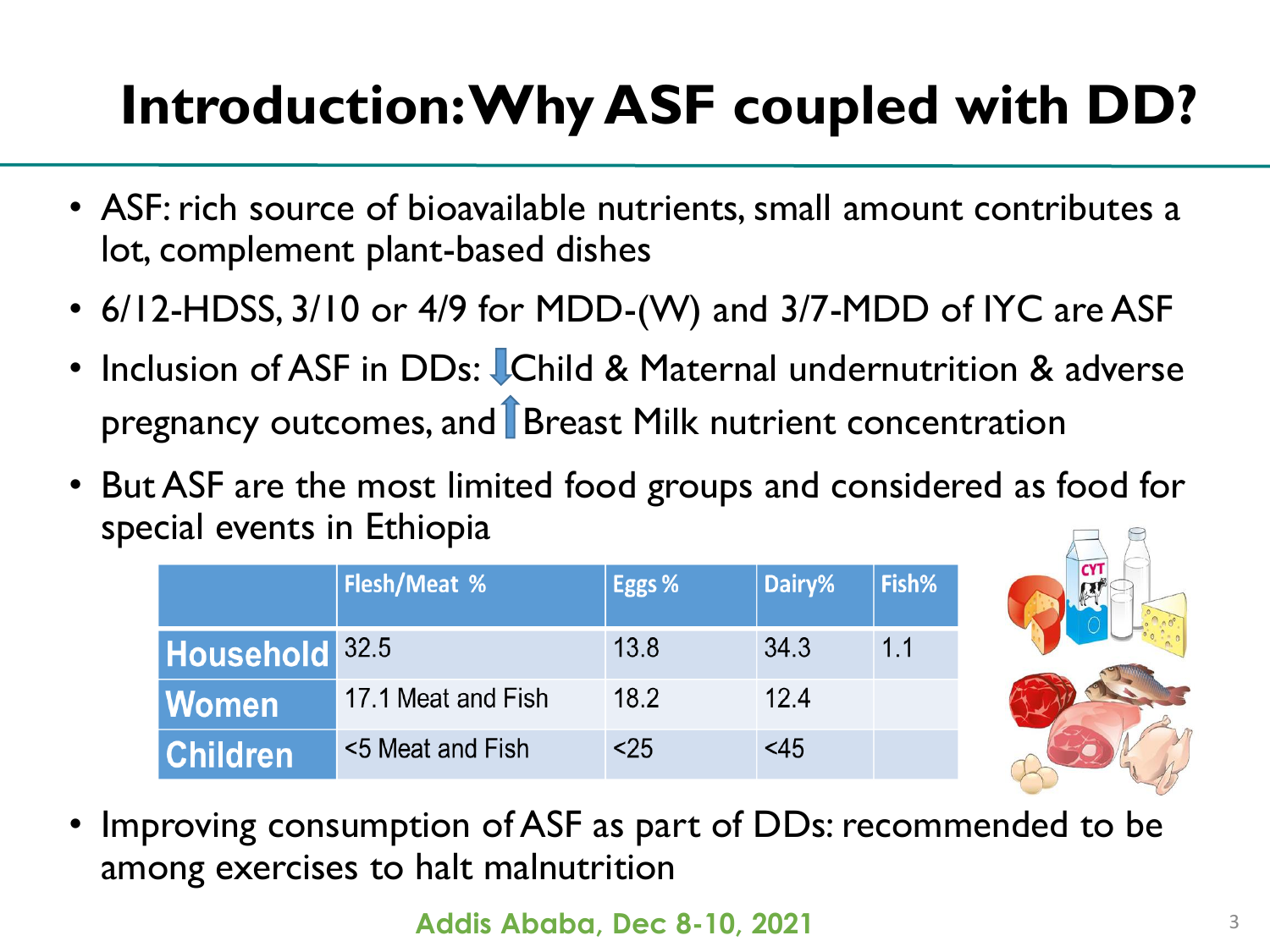# Introduction: Why ASF coupled with DD?

- ASF: rich source of bioavailable nutrients, small amount contributes a lot, complement plant-based dishes
- 6/12-HDSS, 3/10 or 4/9 for MDD-(W) and 3/7-MDD of IYC are ASF
- Inclusion of ASF in DDs: ⬇Child & Maternal undernutrition & adverse pregnancy outcomes, and ⬆Breast Milk nutrient concentration
- But ASF are the most limited food groups and considered as food for special events in Ethiopia

| | Flesh/Meat % | Eggs % | Dairy% | Fish% |
|---|---|---|---|---|
| Household | 32.5 | 13.8 | 34.3 | 1.1 |
| Women | 17.1 Meat and Fish | 18.2 | 12.4 | |
| Children | <5 Meat and Fish | <25 | <45 | |

- Improving consumption of ASF as part of DDs: recommended to be among exercises to halt malnutrition

Addis Ababa, Dec 8-10, 2021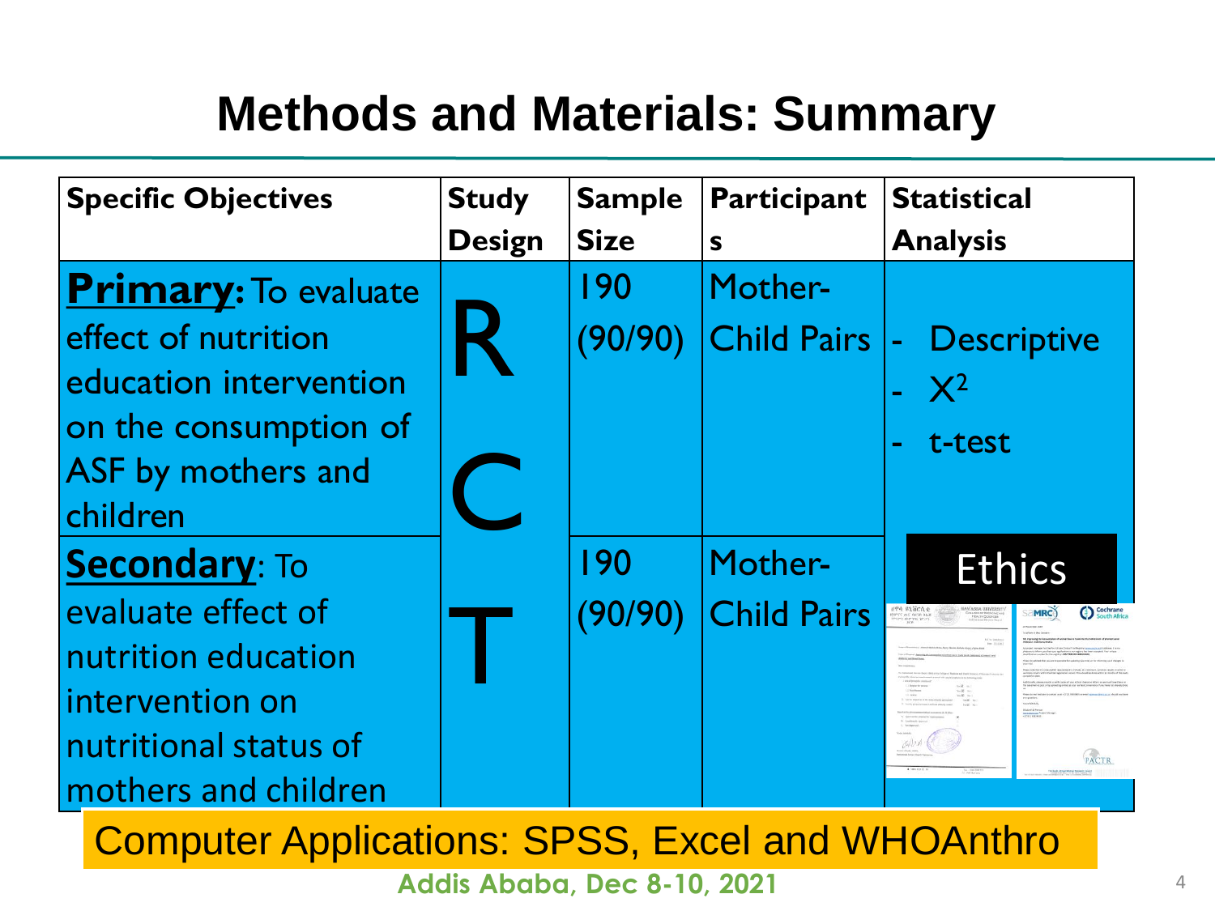# Methods and Materials: Summary

| Specific Objectives | Study Design | Sample Size | Participants | Statistical Analysis |
|---|---|---|---|---|
| **Primary:** To evaluate effect of nutrition education intervention on the consumption of ASF by mothers and children | RCT | 190 (90/90) | Mother-Child Pairs | - Descriptive<br>- $X^2$<br>- t-test |
| **Secondary**: To evaluate effect of nutrition education intervention on nutritional status of mothers and children | | 190 (90/90) | Mother-Child Pairs | Ethics |

Computer Applications: SPSS, Excel and WHOAnthro

Addis Ababa, Dec 8-10, 2021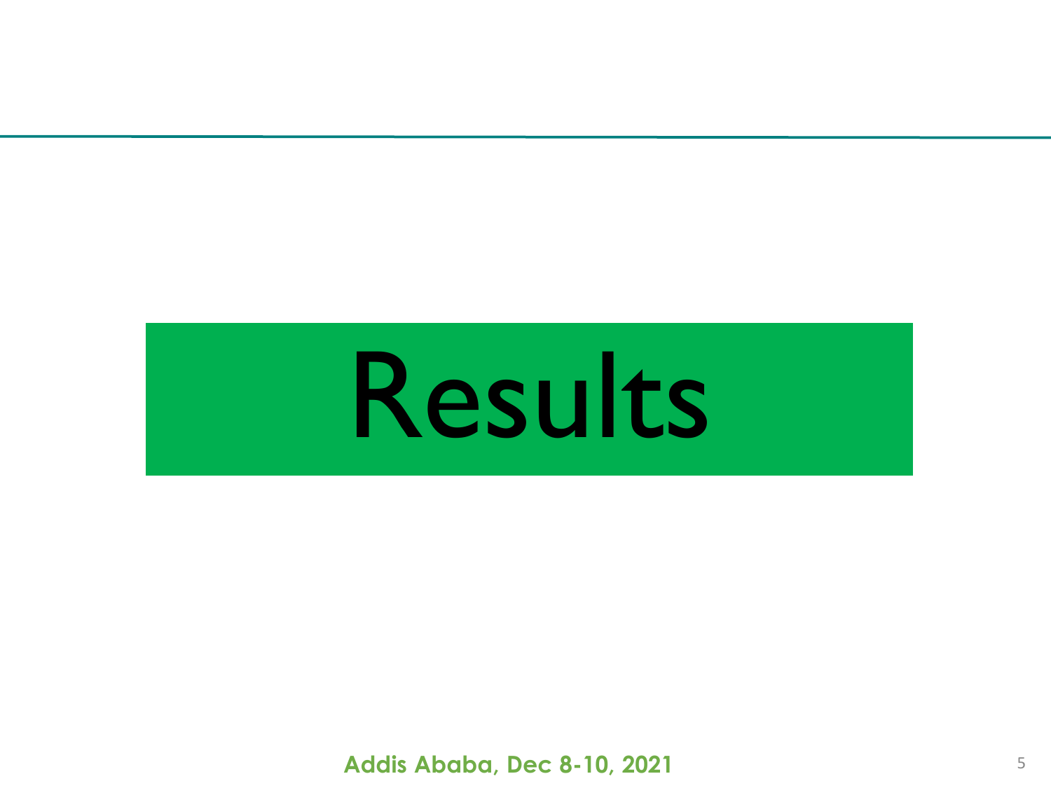# Results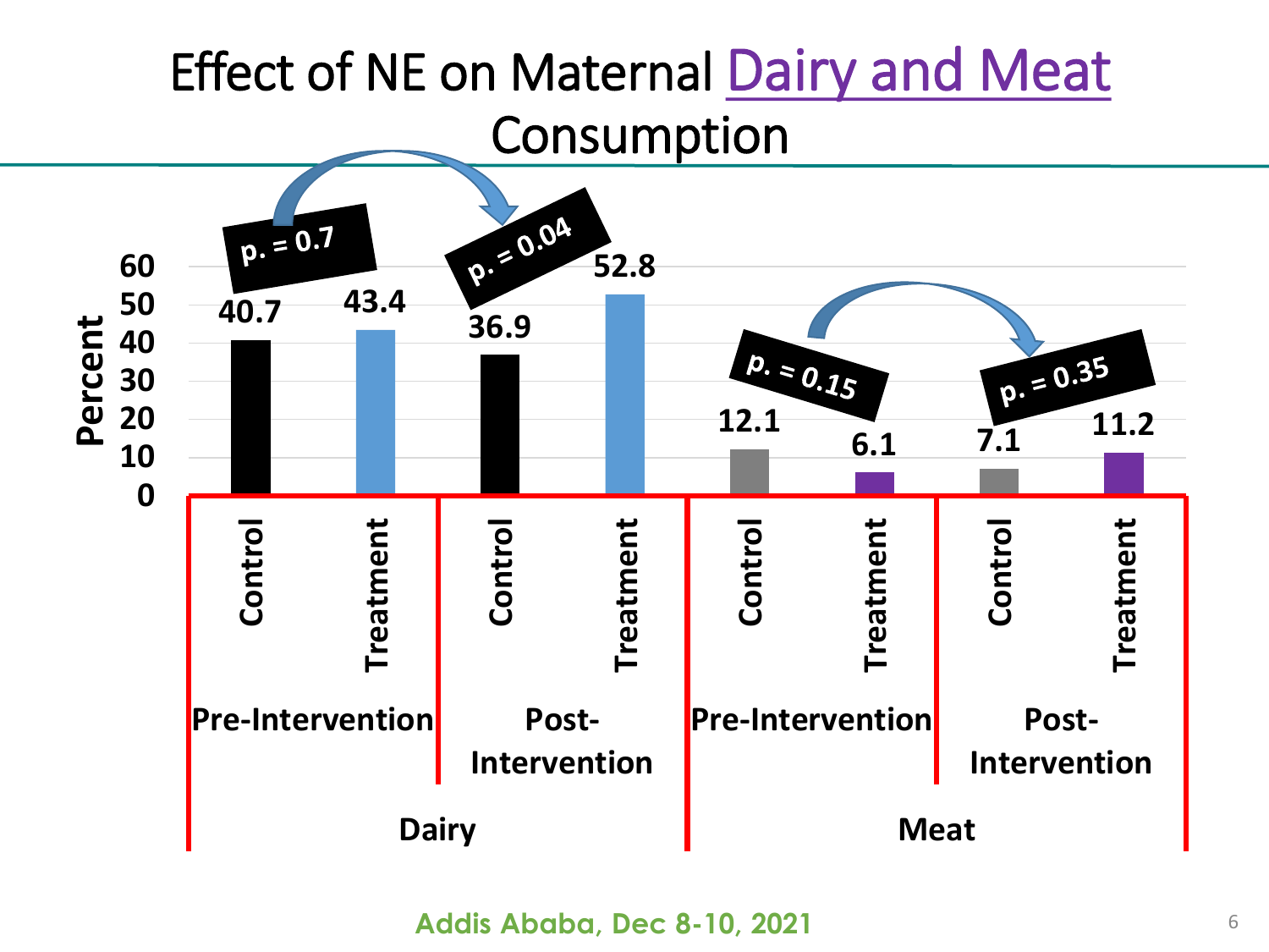# Effect of NE on Maternal Dairy and Meat Consumption

| | | Control | Treatment |
|---|---|---|---|
| Dairy | Pre-Intervention | 40.7 | 43.4 |
| Dairy | Post-Intervention | 36.9 | 52.8 |
| Meat | Pre-Intervention | 12.1 | 6.1 |
| Meat | Post-Intervention | 7.1 | 11.2 |

Percent

Dairy: Pre-Intervention p. = 0.7; Post-Intervention p. = 0.04

Meat: Pre-Intervention p. = 0.15; Post-Intervention p. = 0.35

Addis Ababa, Dec 8-10, 2021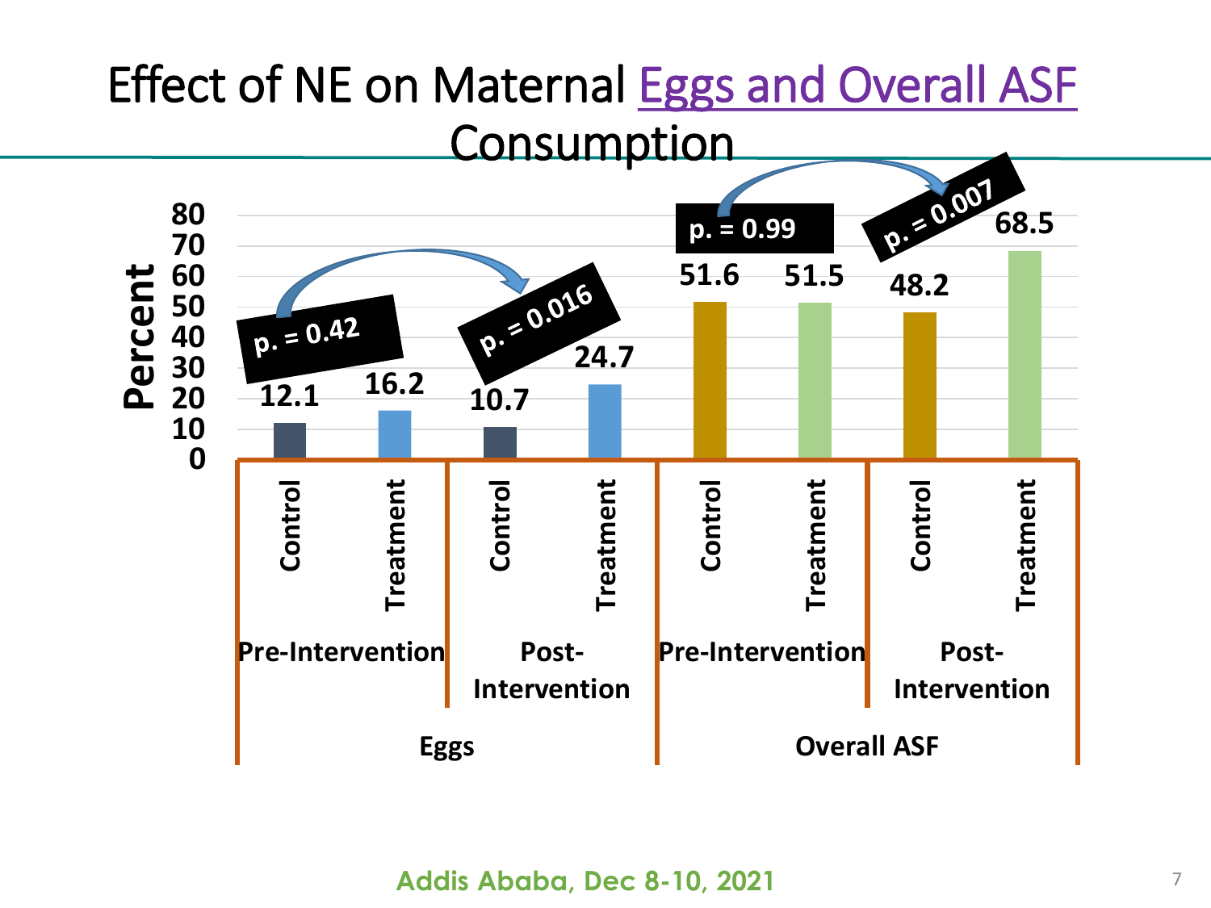# Effect of NE on Maternal Eggs and Overall ASF Consumption

| | | Eggs | | Overall ASF |
|---|---|---|---|---|
| Pre-Intervention | Control | 12.1 | | 51.6 |
| Pre-Intervention | Treatment | 16.2 | | 51.5 |
| Post-Intervention | Control | 10.7 | | 48.2 |
| Post-Intervention | Treatment | 24.7 | | 68.5 |

Eggs: Pre-Intervention $p. = 0.42$; Post-Intervention $p. = 0.016$

Overall ASF: Pre-Intervention $p. = 0.99$; Post-Intervention $p. = 0.007$

Percent

Addis Ababa, Dec 8-10, 2021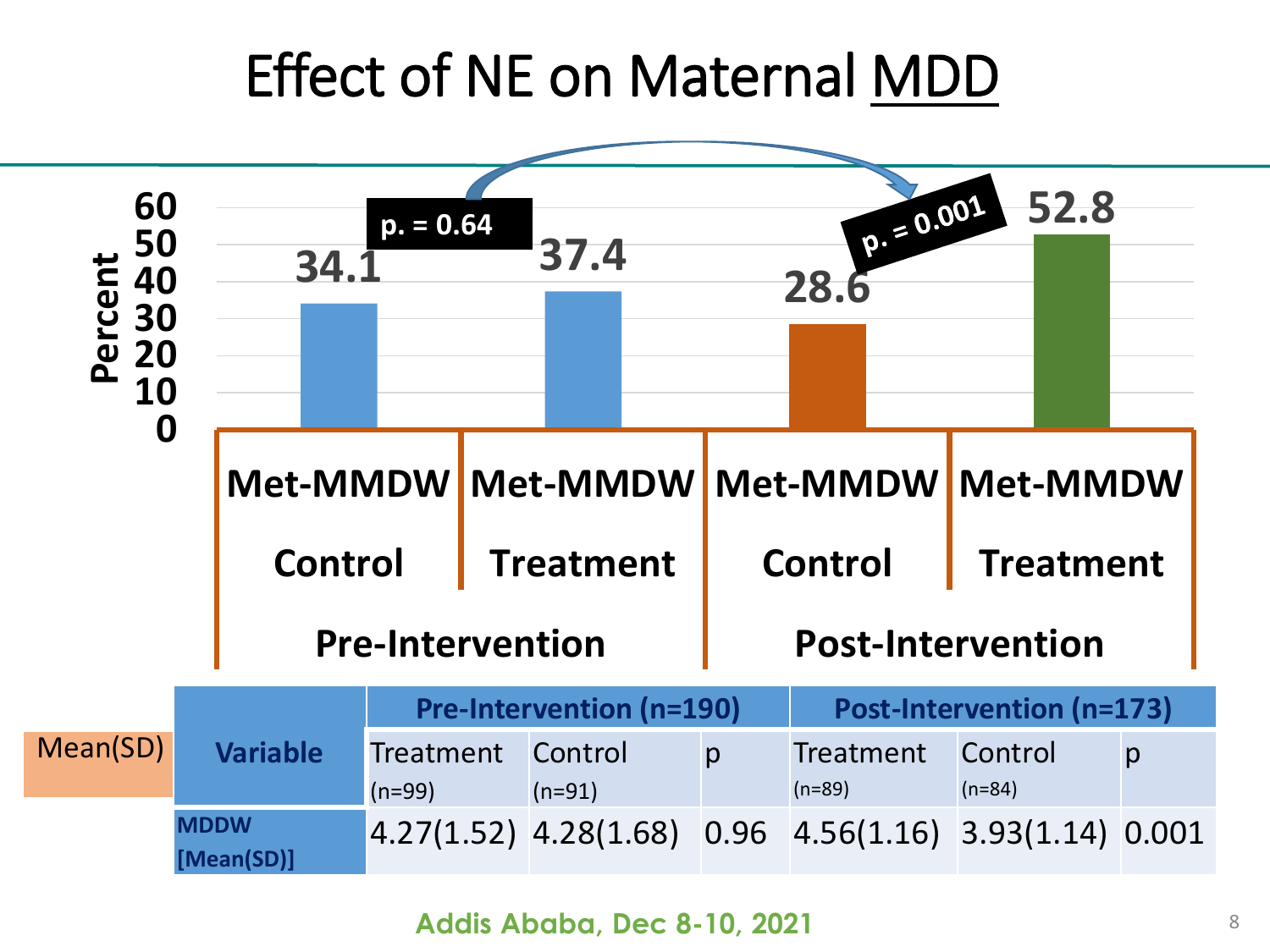# Effect of NE on Maternal MDD

| | Pre-Intervention | | Post-Intervention | |
|---|---|---|---|---|
| | Met-MMDW Control | Met-MMDW Treatment | Met-MMDW Control | Met-MMDW Treatment |
| Percent | 34.1 | 37.4 | 28.6 | 52.8 |

Pre-Intervention: p. = 0.64

Post-Intervention: p. = 0.001

Mean(SD)

| Variable | Pre-Intervention (n=190) | | | Post-Intervention (n=173) | | |
|---|---|---|---|---|---|---|
| | Treatment (n=99) | Control (n=91) | p | Treatment (n=89) | Control (n=84) | p |
| MDDW [Mean(SD)] | 4.27(1.52) | 4.28(1.68) | 0.96 | 4.56(1.16) | 3.93(1.14) | 0.001 |

Addis Ababa, Dec 8-10, 2021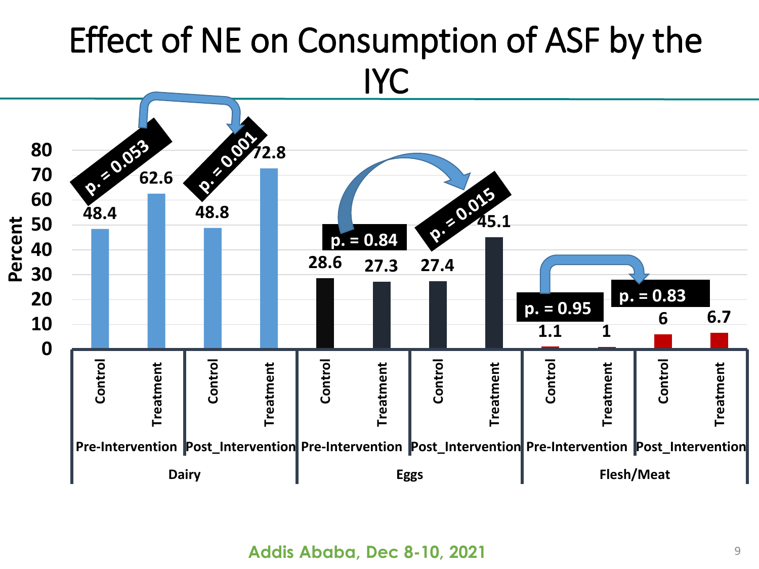# Effect of NE on Consumption of ASF by the IYC

| Food group | Period | Group | Percent |
|---|---|---|---|
| Dairy | Pre-Intervention | Control | 48.4 |
| Dairy | Pre-Intervention | Treatment | 62.6 |
| Dairy | Post_Intervention | Control | 48.8 |
| Dairy | Post_Intervention | Treatment | 72.8 |
| Eggs | Pre-Intervention | Control | 28.6 |
| Eggs | Pre-Intervention | Treatment | 27.3 |
| Eggs | Post_Intervention | Control | 27.4 |
| Eggs | Post_Intervention | Treatment | 45.1 |
| Flesh/Meat | Pre-Intervention | Control | 1.1 |
| Flesh/Meat | Pre-Intervention | Treatment | 1 |
| Flesh/Meat | Post_Intervention | Control | 6 |
| Flesh/Meat | Post_Intervention | Treatment | 6.7 |

- Dairy, Pre-Intervention: p. = 0.053
- Dairy, Post_Intervention: p. = 0.001
- Eggs, Pre-Intervention: p. = 0.84
- Eggs, Post_Intervention: p. = 0.015
- Flesh/Meat, Pre-Intervention: p. = 0.95
- Flesh/Meat, Post_Intervention: p. = 0.83

Addis Ababa, Dec 8-10, 2021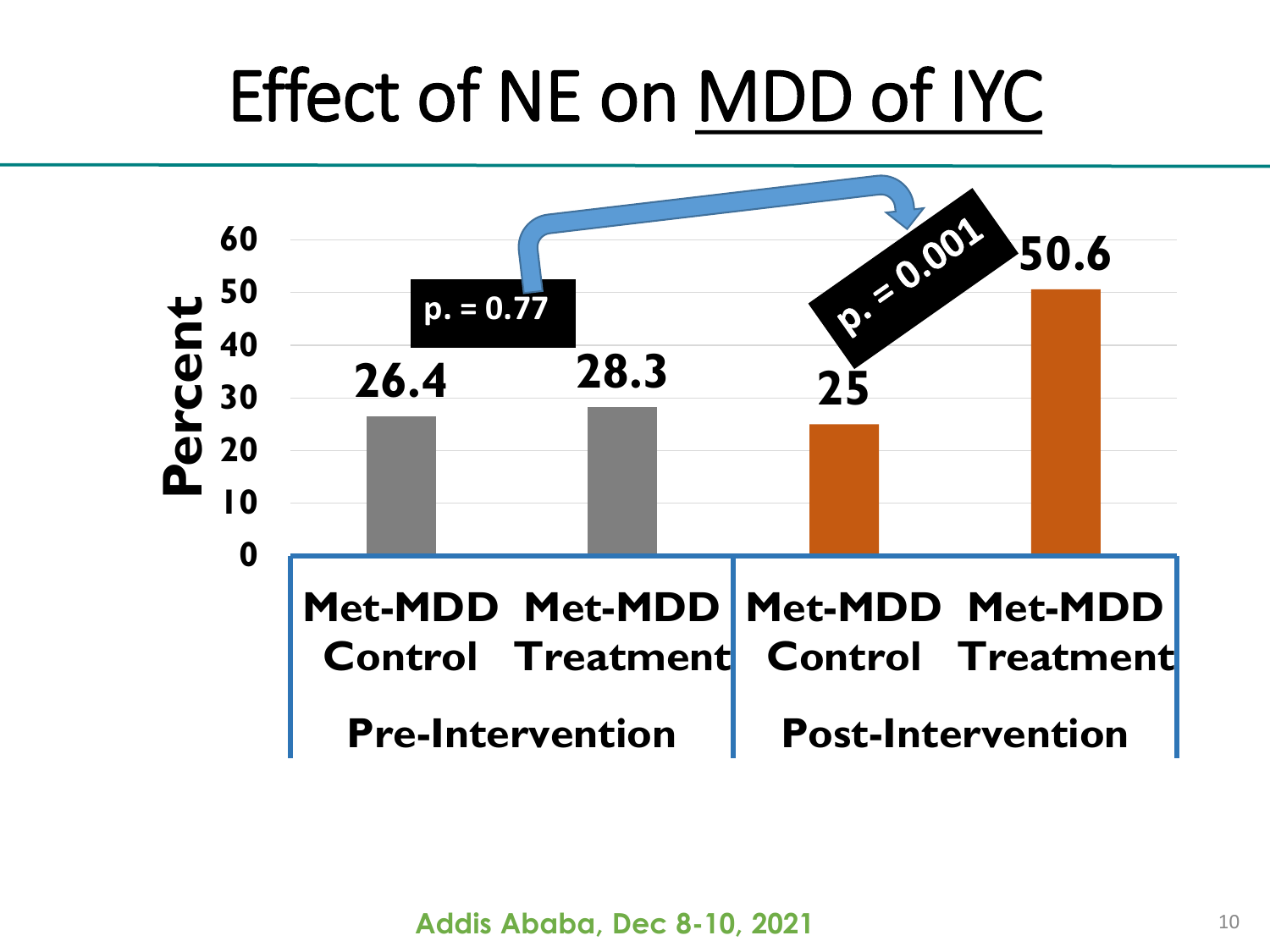# Effect of NE on MDD of IYC

| | Met-MDD Control | Met-MDD Treatment |
|---|---|---|
| Pre-Intervention | 26.4 | 28.3 |
| Post-Intervention | 25 | 50.6 |

p. = 0.77

p. = 0.001

Percent

Addis Ababa, Dec 8-10, 2021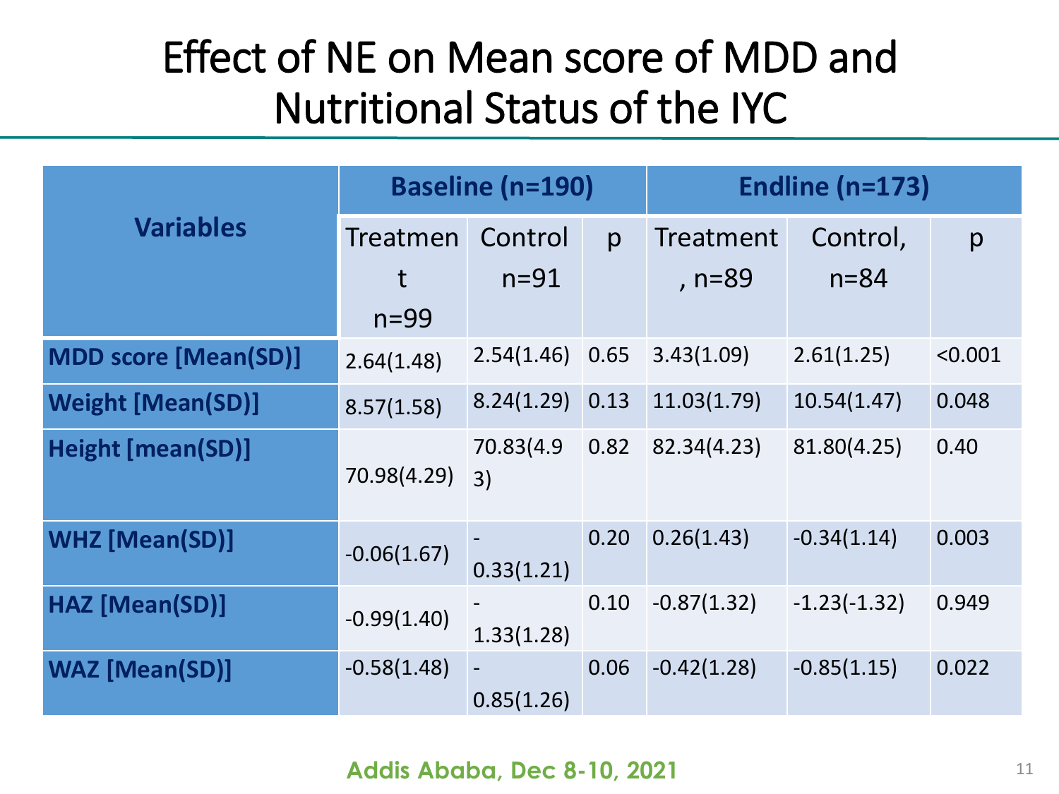# Effect of NE on Mean score of MDD and Nutritional Status of the IYC

| Variables | Baseline (n=190) | | | Endline (n=173) | | |
|---|---|---|---|---|---|---|
| | Treatment n=99 | Control n=91 | p | Treatment, n=89 | Control, n=84 | p |
| **MDD score [Mean(SD)]** | 2.64(1.48) | 2.54(1.46) | 0.65 | 3.43(1.09) | 2.61(1.25) | <0.001 |
| **Weight [Mean(SD)]** | 8.57(1.58) | 8.24(1.29) | 0.13 | 11.03(1.79) | 10.54(1.47) | 0.048 |
| **Height [mean(SD)]** | 70.98(4.29) | 70.83(4.93) | 0.82 | 82.34(4.23) | 81.80(4.25) | 0.40 |
| **WHZ [Mean(SD)]** | -0.06(1.67) | -0.33(1.21) | 0.20 | 0.26(1.43) | -0.34(1.14) | 0.003 |
| **HAZ [Mean(SD)]** | -0.99(1.40) | -1.33(1.28) | 0.10 | -0.87(1.32) | -1.23(-1.32) | 0.949 |
| **WAZ [Mean(SD)]** | -0.58(1.48) | -0.85(1.26) | 0.06 | -0.42(1.28) | -0.85(1.15) | 0.022 |

Addis Ababa, Dec 8-10, 2021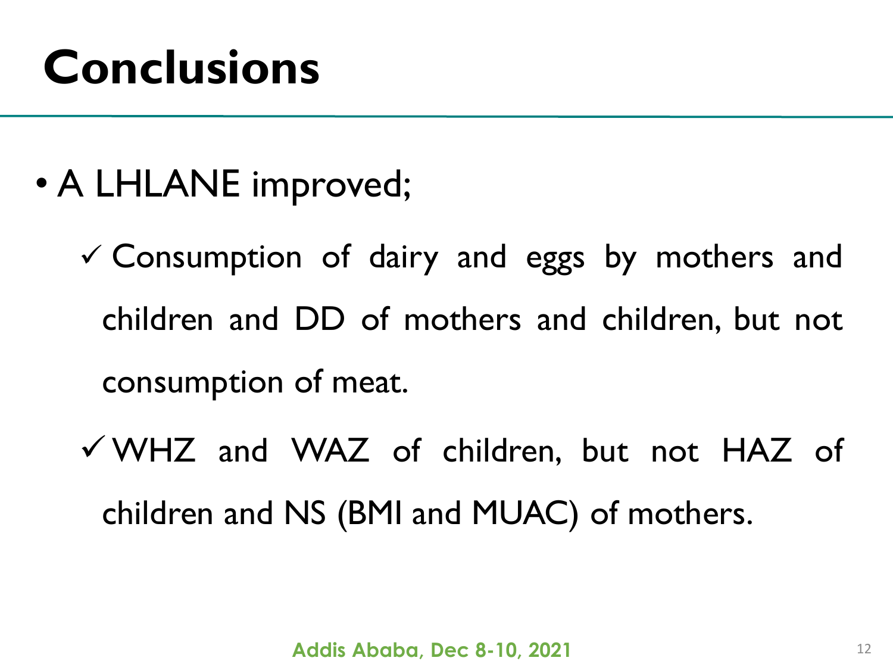# Conclusions

- A LHLANE improved;
  - ✓ Consumption of dairy and eggs by mothers and children and DD of mothers and children, but not consumption of meat.
  - ✓ WHZ and WAZ of children, but not HAZ of children and NS (BMI and MUAC) of mothers.

Addis Ababa, Dec 8-10, 2021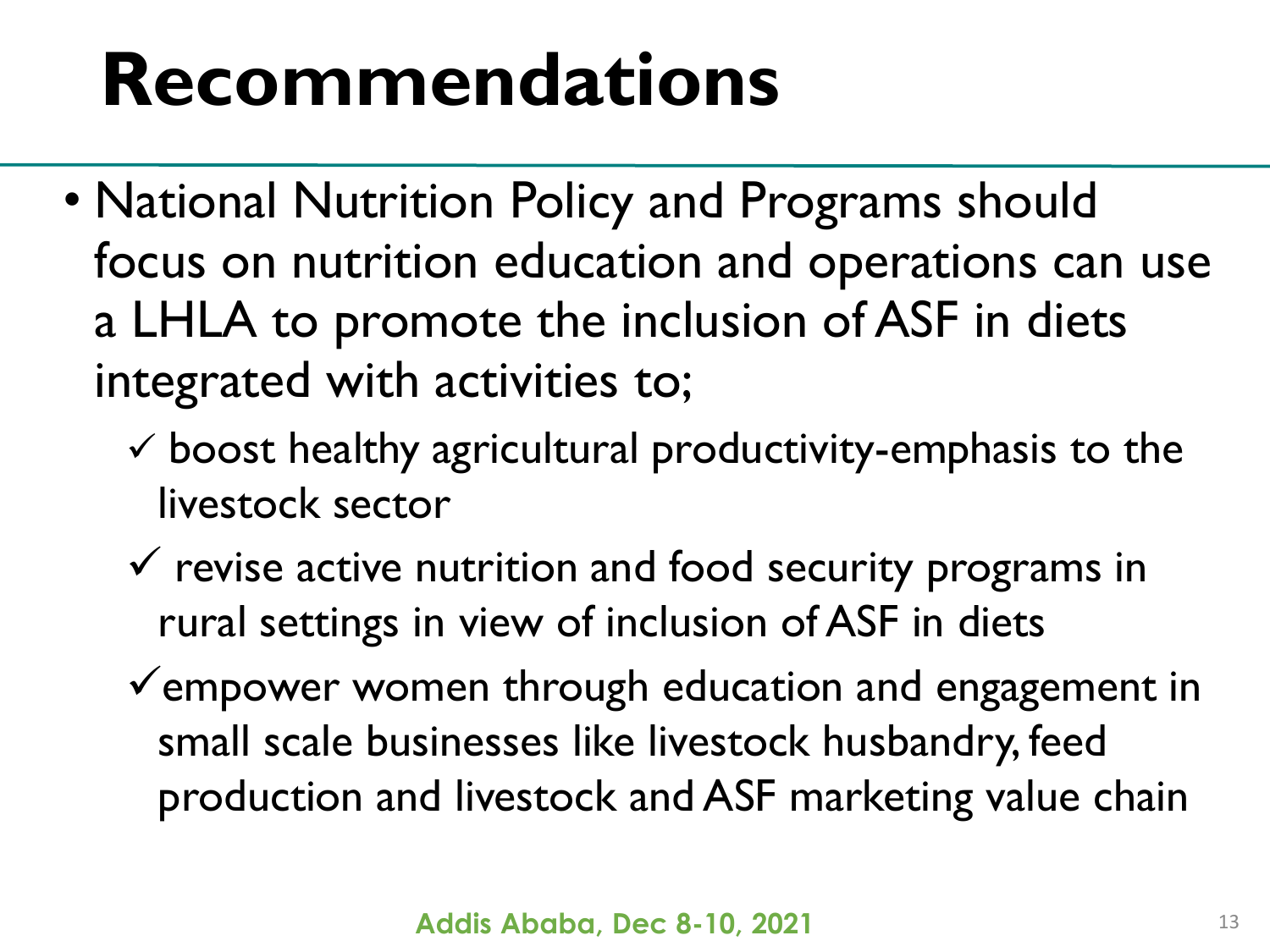# Recommendations

- National Nutrition Policy and Programs should focus on nutrition education and operations can use a LHLA to promote the inclusion of ASF in diets integrated with activities to;
  - ✓ boost healthy agricultural productivity-emphasis to the livestock sector
  - ✓ revise active nutrition and food security programs in rural settings in view of inclusion of ASF in diets
  - ✓ empower women through education and engagement in small scale businesses like livestock husbandry, feed production and livestock and ASF marketing value chain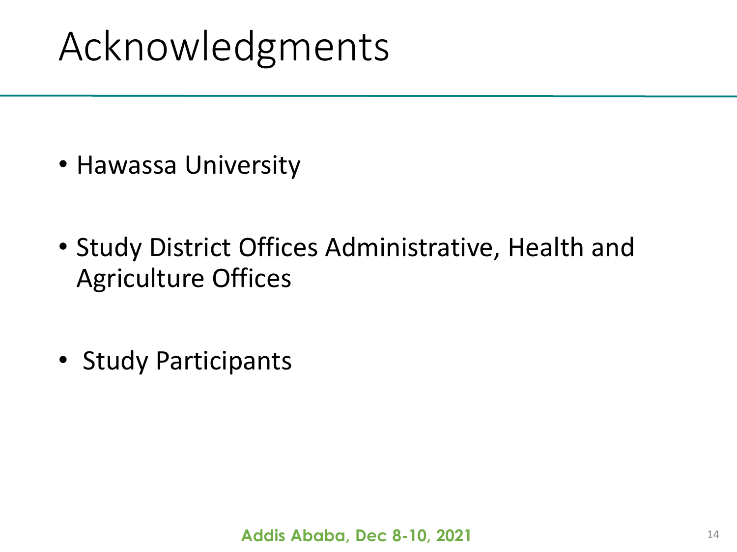# Acknowledgments

- Hawassa University
- Study District Offices Administrative, Health and Agriculture Offices
- Study Participants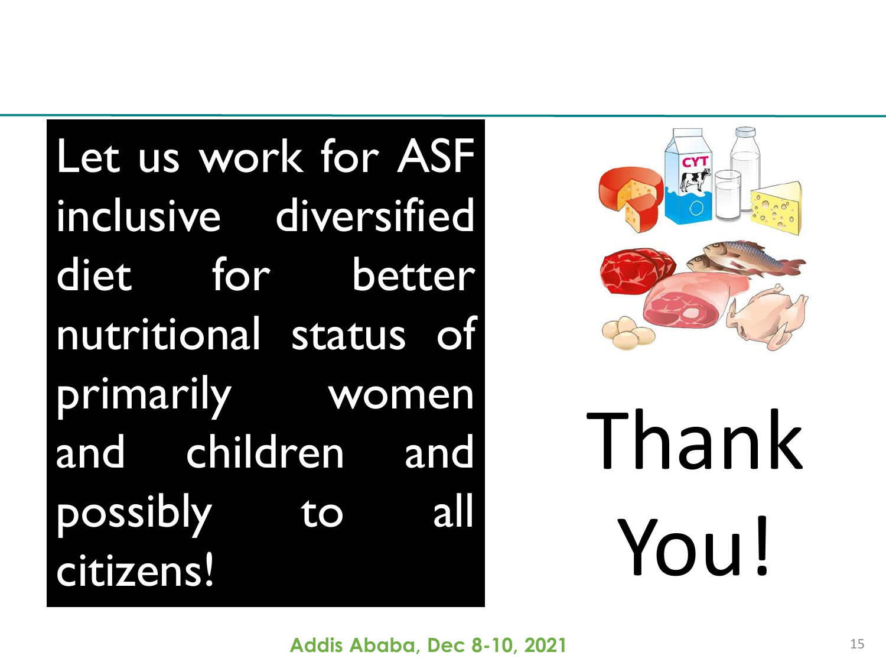Let us work for ASF inclusive diversified diet for better nutritional status of primarily women and children and possibly to all citizens!

Thank You!

Addis Ababa, Dec 8-10, 2021